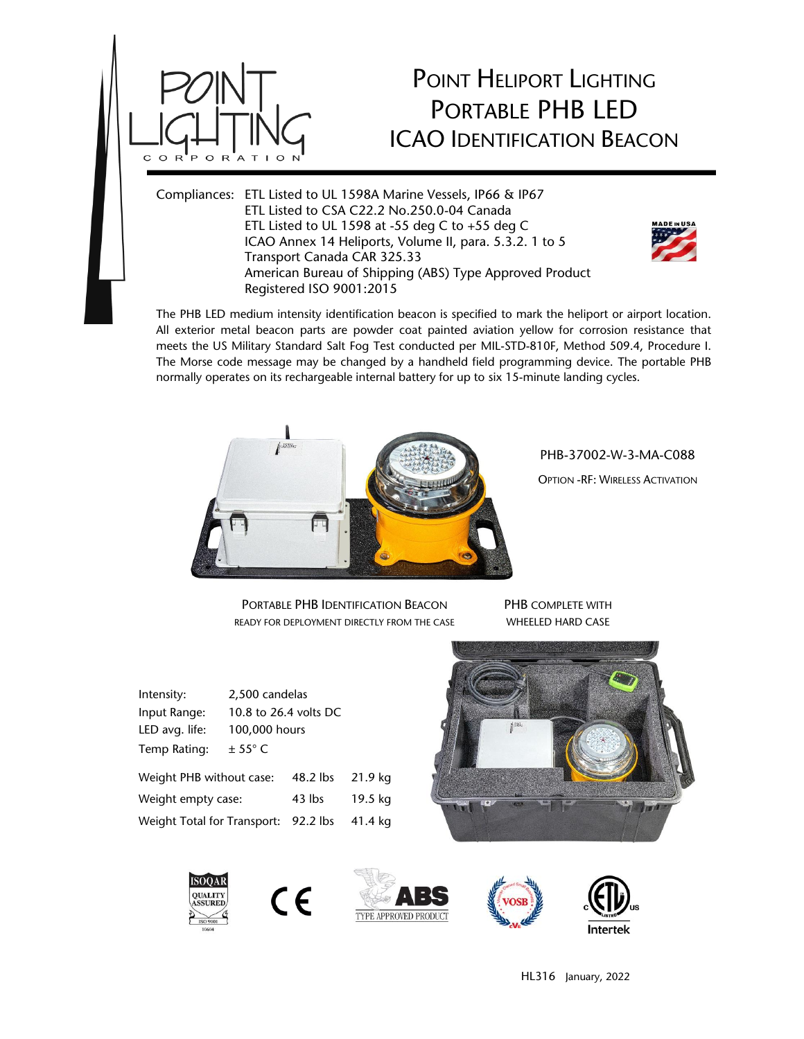# Point Heliport Lighting Portable PHB LED ICAO Identification Beacon

Compliances: ETL Listed to UL 1598A Marine Vessels, IP66 & IP67
ETL Listed to CSA C22.2 No.250.0-04 Canada
ETL Listed to UL 1598 at -55 deg C to +55 deg C
ICAO Annex 14 Heliports, Volume II, para. 5.3.2. 1 to 5
Transport Canada CAR 325.33
American Bureau of Shipping (ABS) Type Approved Product
Registered ISO 9001:2015

The PHB LED medium intensity identification beacon is specified to mark the heliport or airport location. All exterior metal beacon parts are powder coat painted aviation yellow for corrosion resistance that meets the US Military Standard Salt Fog Test conducted per MIL-STD-810F, Method 509.4, Procedure I. The Morse code message may be changed by a handheld field programming device. The portable PHB normally operates on its rechargeable internal battery for up to six 15-minute landing cycles.

PHB-37002-W-3-MA-C088

OPTION -RF: WIRELESS ACTIVATION

PORTABLE PHB IDENTIFICATION BEACON
READY FOR DEPLOYMENT DIRECTLY FROM THE CASE

PHB COMPLETE WITH
WHEELED HARD CASE

| | |
|---|---|
| Intensity: | 2,500 candelas |
| Input Range: | 10.8 to 26.4 volts DC |
| LED avg. life: | 100,000 hours |
| Temp Rating: | ± 55° C |

| | | |
|---|---|---|
| Weight PHB without case: | 48.2 lbs | 21.9 kg |
| Weight empty case: | 43 lbs | 19.5 kg |
| Weight Total for Transport: | 92.2 lbs | 41.4 kg |

HL316 January, 2022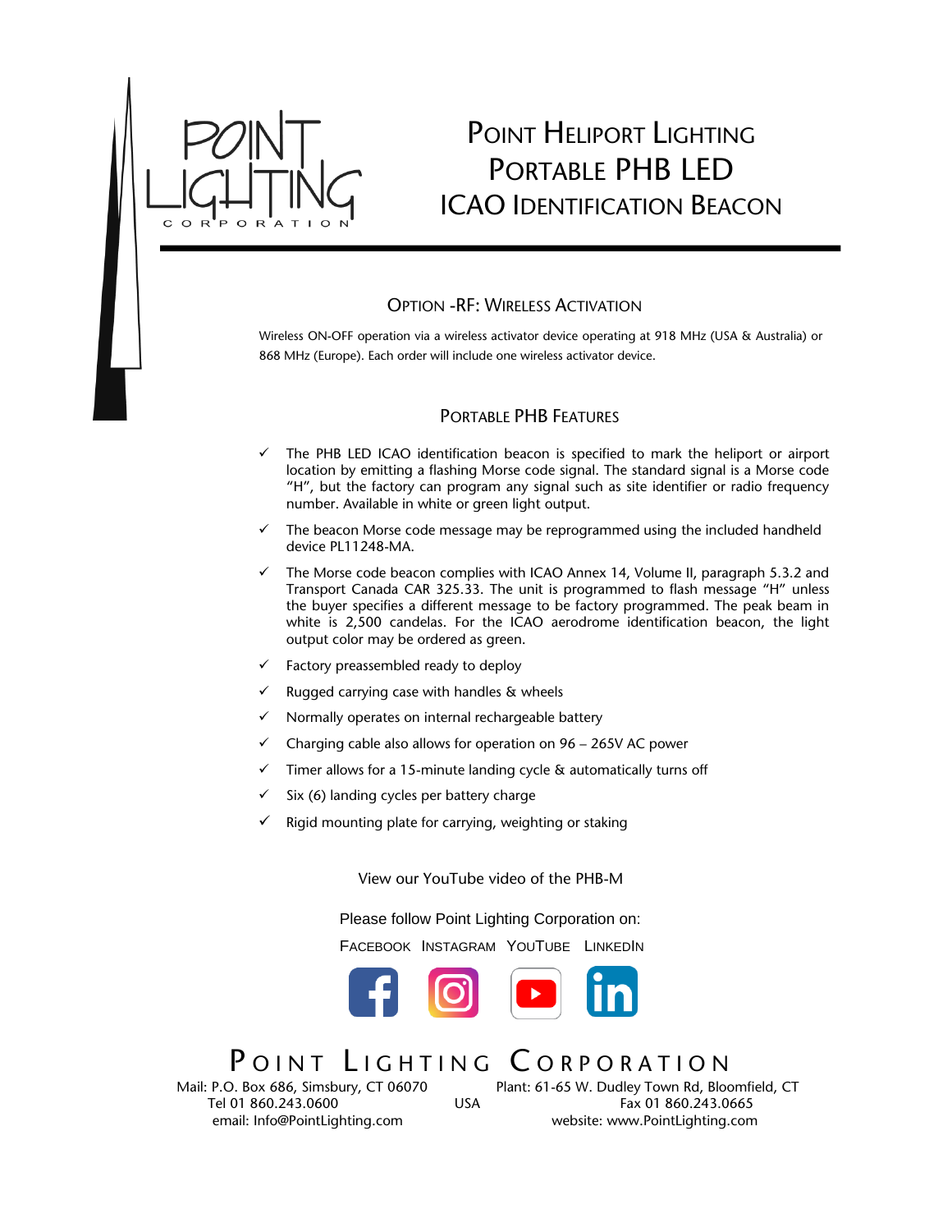# Point Heliport Lighting
# Portable PHB LED
# ICAO Identification Beacon

## Option -RF: Wireless Activation

Wireless ON-OFF operation via a wireless activator device operating at 918 MHz (USA & Australia) or 868 MHz (Europe). Each order will include one wireless activator device.

## Portable PHB Features

- ✓ The PHB LED ICAO identification beacon is specified to mark the heliport or airport location by emitting a flashing Morse code signal. The standard signal is a Morse code "H", but the factory can program any signal such as site identifier or radio frequency number. Available in white or green light output.
- ✓ The beacon Morse code message may be reprogrammed using the included handheld device PL11248-MA.
- ✓ The Morse code beacon complies with ICAO Annex 14, Volume II, paragraph 5.3.2 and Transport Canada CAR 325.33. The unit is programmed to flash message "H" unless the buyer specifies a different message to be factory programmed. The peak beam in white is 2,500 candelas. For the ICAO aerodrome identification beacon, the light output color may be ordered as green.
- ✓ Factory preassembled ready to deploy
- ✓ Rugged carrying case with handles & wheels
- ✓ Normally operates on internal rechargeable battery
- ✓ Charging cable also allows for operation on 96 – 265V AC power
- ✓ Timer allows for a 15-minute landing cycle & automatically turns off
- ✓ Six (6) landing cycles per battery charge
- ✓ Rigid mounting plate for carrying, weighting or staking

View our YouTube video of the PHB-M

Please follow Point Lighting Corporation on:

Facebook Instagram YouTube LinkedIn

**Point Lighting Corporation**

Mail: P.O. Box 686, Simsbury, CT 06070 USA Plant: 61-65 W. Dudley Town Rd, Bloomfield, CT
Tel 01 860.243.0600 Fax 01 860.243.0665
email: Info@PointLighting.com website: www.PointLighting.com